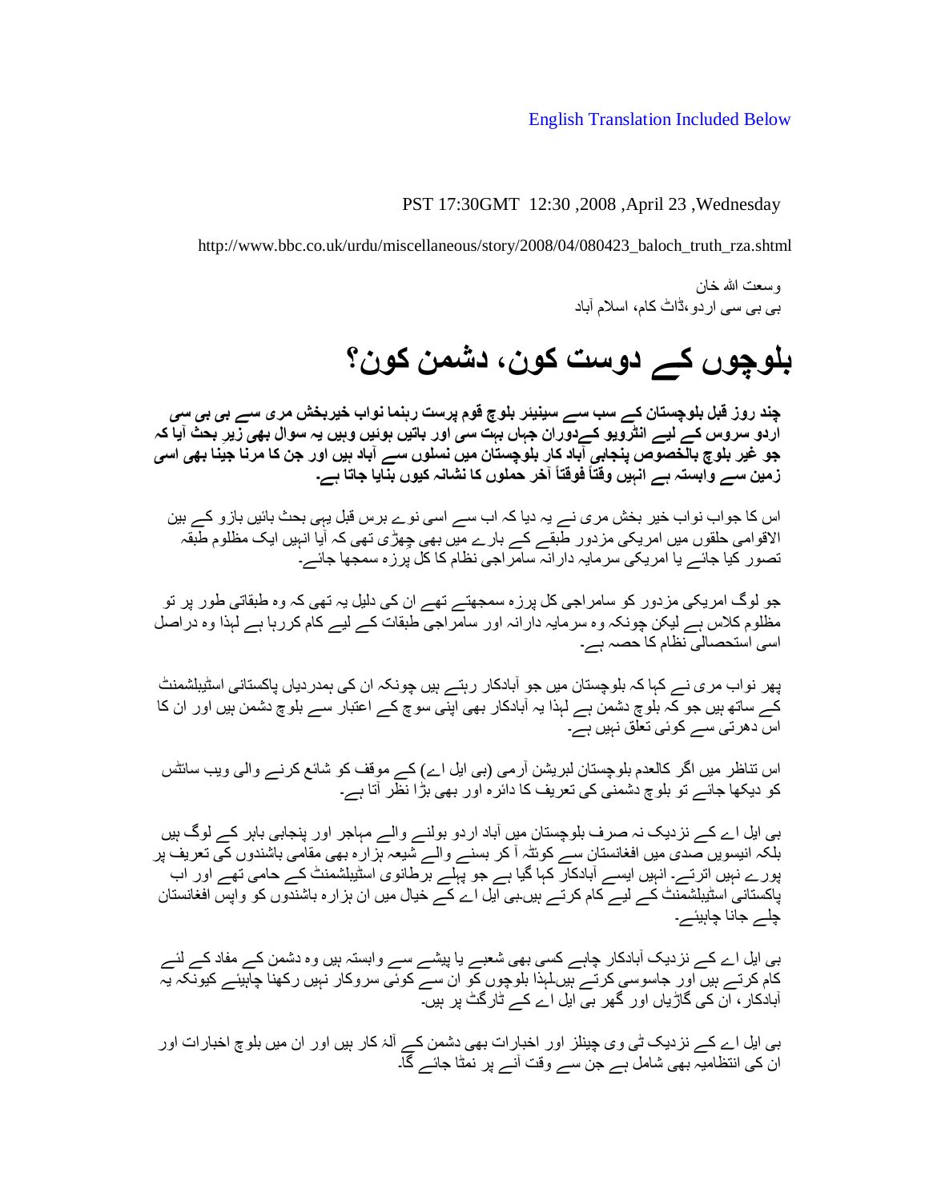English Translation Included Below

Wednesday, April 23, 2008, 12:30 GMT 17:30 PST

http://www.bbc.co.uk/urdu/miscellaneous/story/2008/04/080423_baloch_truth_rza.shtml

وسعت اللہ خان
بی بی سی اردو ڈاٹ کام، اسلام آباد

# بلوچوں کے دوست کون، دشمن کون؟

**چند روز قبل بلوچستان کے سب سے سینیئر بلوچ قوم پرست رہنما نواب خیربخش مری سے بی بی سی اردو سروس کے لیے انٹرویو کےدوران جہاں بہت سی اور باتیں ہوئیں وہیں یہ سوال بھی زیر بحث آیا کہ جو غیر بلوچ بالخصوص پنجابی آباد کار بلوچستان میں نسلوں سے آباد ہیں اور جن کا مرنا جینا بھی اسی زمین سے وابستہ ہے انہیں وقتاً فوقتاً آخر حملوں کا نشانہ کیوں بنایا جاتا ہے۔**

اس کا جواب نواب خیر بخش مری نے یہ دیا کہ اب سے اسی نوے برس قبل یہی بحث بائیں بازو کے بین الاقوامی حلقوں میں امریکی مزدور طبقے کے بارے میں بھی چھڑی تھی کہ آیا انہیں ایک مظلوم طبقہ تصور کیا جائے یا امریکی سرمایہ دارانہ سامراجی نظام کا کل پرزہ سمجھا جائے۔

جو لوگ امریکی مزدور کو سامراجی کل پرزہ سمجھتے تھے ان کی دلیل یہ تھی کہ وہ طبقاتی طور پر تو مظلوم کلاس ہے لیکن چونکہ وہ سرمایہ دارانہ اور سامراجی طبقات کے لیے کام کررہا ہے لہذا وہ دراصل اسی استحصالی نظام کا حصہ ہے۔

پھر نواب مری نے کہا کہ بلوچستان میں جو آبادکار رہتے ہیں چونکہ ان کی ہمدردیاں پاکستانی اسٹیبلشمنٹ کے ساتھ ہیں جو کہ بلوچ دشمن ہے لہذا یہ آبادکار بھی اپنی سوچ کے اعتبار سے بلوچ دشمن ہیں اور ان کا اس دھرتی سے کوئی تعلق نہیں ہے۔

اس تناظر میں اگر کالعدم بلوچستان لبریشن آرمی (بی ایل اے) کے موقف کو شائع کرنے والی ویب سائٹس کو دیکھا جائے تو بلوچ دشمنی کی تعریف کا دائرہ اور بھی بڑا نظر آتا ہے۔

بی ایل اے کے نزدیک نہ صرف بلوچستان میں آباد اردو بولنے والے مہاجر اور پنجابی باہر کے لوگ ہیں بلکہ انیسویں صدی میں افغانستان سے کوئٹہ آ کر بسنے والے شیعہ ہزارہ بھی مقامی باشندوں کی تعریف پر پورے نہیں اترتے۔ انہیں ایسے آبادکار کہا گیا ہے جو پہلے برطانوی اسٹیبلشمنٹ کے حامی تھے اور اب پاکستانی اسٹیبلشمنٹ کے لیے کام کرتے ہیں۔بی ایل اے کے خیال میں ان ہزارہ باشندوں کو واپس افغانستان چلے جانا چاہیئے۔

بی ایل اے کے نزدیک آبادکار چاہے کسی بھی شعبے یا پیشے سے وابستہ ہیں وہ دشمن کے مفاد کے لئے کام کرتے ہیں اور جاسوسی کرتے ہیں۔لہذا بلوچوں کو ان سے کوئی سروکار نہیں رکھنا چاہیئے کیونکہ یہ آبادکار، ان کی گاڑیاں اور گھر بی ایل اے کے ٹارگٹ پر ہیں۔

بی ایل اے کے نزدیک ٹی وی چینلز اور اخبارات بھی دشمن کے آلۂ کار ہیں اور ان میں بلوچ اخبارات اور ان کی انتظامیہ بھی شامل ہے جن سے وقت آنے پر نمٹا جائے گا۔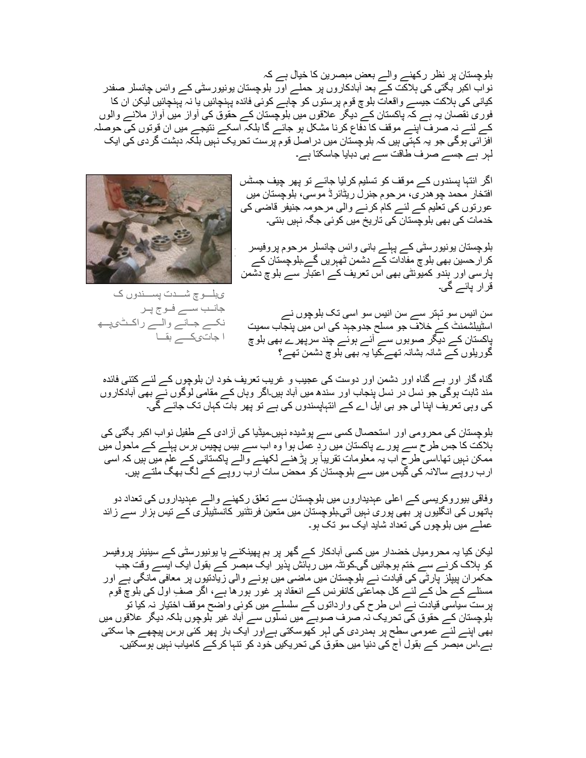بلوچستان پر نظر رکھنے والے بعض مبصرین کا خیال ہے کہ
نواب اکبر بگٹی کی ہلاکت کے بعد آبادکاروں پر حملے اور بلوچستان یونیورسٹی کے وائس چانسلر صفدر کیانی کی ہلاکت جیسے واقعات بلوچ قوم پرستوں کو چاہے کوئی فائدہ پہنچائیں یا نہ پہنچائیں لیکن ان کا فوری نقصان یہ ہے کہ پاکستان کے دیگر علاقوں میں بلوچستان کے حقوق کی آواز میں آواز ملانے والوں کے لئے نہ صرف اپنے موقف کا دفاع کرنا مشکل ہو جائے گا بلکہ اسکے نتیجے میں ان قوتوں کی حوصلہ افزائی ہوگی جو یہ کہتی ہیں کہ بلوچستان میں دراصل قوم پرست تحریک نہیں بلکہ دہشت گردی کی ایک لہر ہے جسے صرف طاقت سے ہی دبایا جاسکتا ہے۔

اگر انتہا پسندوں کے موقف کو تسلیم کرلیا جائے تو پھر چیف جسٹس افتخار محمد چوھدری، مرحوم جنرل ریٹائرڈ موسی، بلوچستان میں عورتوں کی تعلیم کے لئے کام کرنے والی مرحومہ جنیفر قاضی کی خدمات کی بھی بلوچستان کی تاریخ میں کوئی جگہ نہیں بنتی۔

بلوچستان یونیورسٹی کے پہلے بانی وائس چانسلر مرحوم پروفیسر کرارحسین بھی بلوچ مفادات کے دشمن ٹھہریں گے۔بلوچستان کے پارسی اور ہندو کمیونٹی بھی اس تعریف کے اعتبار سے بلوچ دشمن قرار پائے گی۔

بلوچ شدت پسندوں کی جانب سے فوج پر پھینکے جانے والے راکٹ کی باقیات

سن انیس سو تہتر سے سن انیس سو اسی تک بلوچوں نے اسٹیبلشمنٹ کے خلاف جو مسلح جدوجہد کی اس میں پنجاب سمیت پاکستان کے دیگر صوبوں سے آئے ہوئے چند سرپھرے بھی بلوچ گوریلوں کے شانہ بشانہ تھے۔کیا یہ بھی بلوچ دشمن تھے؟

گناہ گار اور بے گناہ اور دشمن اور دوست کی عجیب و غریب تعریف خود ان بلوچوں کے لئے کتنی فائدہ مند ثابت ہوگی جو نسل در نسل پنجاب اور سندھ میں آباد ہیں۔اگر وہاں کے مقامی لوگوں نے بھی آبادکاروں کی وہی تعریف اپنا لی جو بی ایل اے کے انتہاپسندوں کی ہے تو پھر بات کہاں تک جائے گی۔

بلوچستان کی محرومی اور استحصال کسی سے پوشیدہ نہیں۔میڈیا کی آزادی کے طفیل نواب اکبر بگٹی کی ہلاکت کا جس طرح سے پورے پاکستان میں ردِ عمل ہوا وہ اب سے بیس پچیس برس پہلے کے ماحول میں ممکن نہیں تھا۔اسی طرح اب یہ معلومات تقریباً ہر پڑھنے لکھنے والے پاکستانی کے علم میں ہیں کہ اسی ارب روپے سالانہ کی گیس میں سے بلوچستان کو محض سات ارب روپے کے لگ بھگ ملتے ہیں۔

وفاقی بیوروکریسی کے اعلی عہدیداروں میں بلوچستان سے تعلق رکھنے والے عہدیداروں کی تعداد دو ہاتھوں کی انگلیوں پر بھی پوری نہیں آتی۔بلوچستان میں متعین فرنٹئیر کانسٹیبلری کے تیس ہزار سے زائد عملے میں بلوچوں کی تعداد شاید ایک سو تک ہو۔

لیکن کیا یہ محرومیاں خضدار میں کسی آبادکار کے گھر پر بم پھینکنے یا یونیورسٹی کے سینیئر پروفیسر کو ہلاک کرنے سے ختم ہوجائیں گی۔کوئٹہ میں رہائش پذیر ایک مبصر کے بقول ایک ایسے وقت جب حکمران پیپلز پارٹی کی قیادت نے بلوچستان میں ماضی میں ہونے والی زیادتیوں پر معافی مانگی ہے اور مسئلے کے حل کے لئے کل جماعتی کانفرنس کے انعقاد پر غور ہورہا ہے، اگر صفِ اول کی بلوچ قوم پرست سیاسی قیادت نے اس طرح کی وارداتوں کے سلسلے میں کوئی واضح موقف اختیار نہ کیا تو بلوچستان کے حقوق کی تحریک نہ صرف صوبے میں نسلوں سے آباد غیر بلوچوں بلکہ دیگر علاقوں میں بھی اپنے لئے عمومی سطح پر ہمدردی کی لہر کھوسکتی ہےاور ایک بار پھر کئی برس پیچھے جا سکتی ہے۔اس مبصر کے بقول آج کی دنیا میں حقوق کی تحریکیں خود کو تنہا کرکے کامیاب نہیں ہوسکتیں۔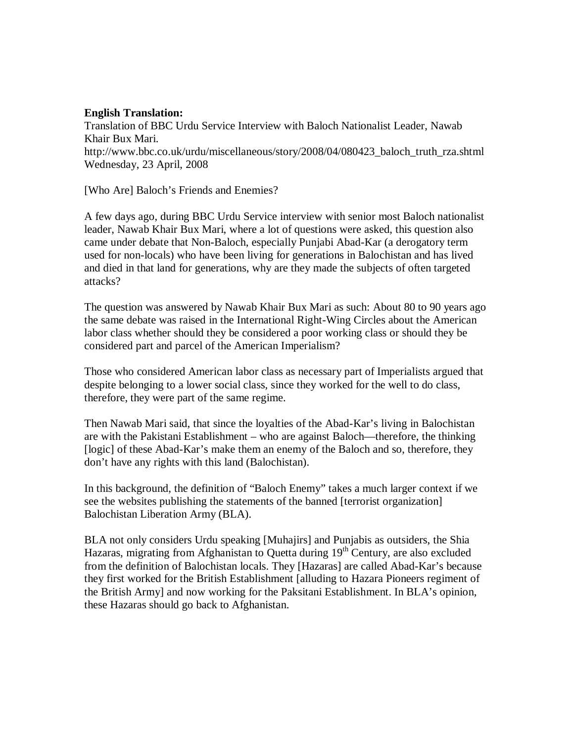**English Translation:**
Translation of BBC Urdu Service Interview with Baloch Nationalist Leader, Nawab Khair Bux Mari.
http://www.bbc.co.uk/urdu/miscellaneous/story/2008/04/080423_baloch_truth_rza.shtml
Wednesday, 23 April, 2008

[Who Are] Baloch's Friends and Enemies?

A few days ago, during BBC Urdu Service interview with senior most Baloch nationalist leader, Nawab Khair Bux Mari, where a lot of questions were asked, this question also came under debate that Non-Baloch, especially Punjabi Abad-Kar (a derogatory term used for non-locals) who have been living for generations in Balochistan and has lived and died in that land for generations, why are they made the subjects of often targeted attacks?

The question was answered by Nawab Khair Bux Mari as such: About 80 to 90 years ago the same debate was raised in the International Right-Wing Circles about the American labor class whether should they be considered a poor working class or should they be considered part and parcel of the American Imperialism?

Those who considered American labor class as necessary part of Imperialists argued that despite belonging to a lower social class, since they worked for the well to do class, therefore, they were part of the same regime.

Then Nawab Mari said, that since the loyalties of the Abad-Kar's living in Balochistan are with the Pakistani Establishment – who are against Baloch—therefore, the thinking [logic] of these Abad-Kar's make them an enemy of the Baloch and so, therefore, they don't have any rights with this land (Balochistan).

In this background, the definition of "Baloch Enemy" takes a much larger context if we see the websites publishing the statements of the banned [terrorist organization] Balochistan Liberation Army (BLA).

BLA not only considers Urdu speaking [Muhajirs] and Punjabis as outsiders, the Shia Hazaras, migrating from Afghanistan to Quetta during 19th Century, are also excluded from the definition of Balochistan locals. They [Hazaras] are called Abad-Kar's because they first worked for the British Establishment [alluding to Hazara Pioneers regiment of the British Army] and now working for the Paksitani Establishment. In BLA's opinion, these Hazaras should go back to Afghanistan.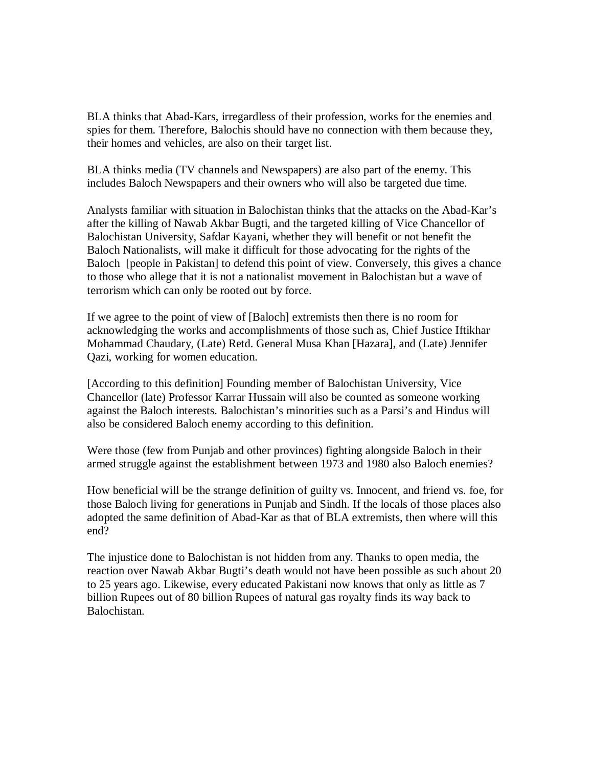BLA thinks that Abad-Kars, irregardless of their profession, works for the enemies and spies for them. Therefore, Balochis should have no connection with them because they, their homes and vehicles, are also on their target list.

BLA thinks media (TV channels and Newspapers) are also part of the enemy. This includes Baloch Newspapers and their owners who will also be targeted due time.

Analysts familiar with situation in Balochistan thinks that the attacks on the Abad-Kar's after the killing of Nawab Akbar Bugti, and the targeted killing of Vice Chancellor of Balochistan University, Safdar Kayani, whether they will benefit or not benefit the Baloch Nationalists, will make it difficult for those advocating for the rights of the Baloch  [people in Pakistan] to defend this point of view. Conversely, this gives a chance to those who allege that it is not a nationalist movement in Balochistan but a wave of terrorism which can only be rooted out by force.

If we agree to the point of view of [Baloch] extremists then there is no room for acknowledging the works and accomplishments of those such as, Chief Justice Iftikhar Mohammad Chaudary, (Late) Retd. General Musa Khan [Hazara], and (Late) Jennifer Qazi, working for women education.

[According to this definition] Founding member of Balochistan University, Vice Chancellor (late) Professor Karrar Hussain will also be counted as someone working against the Baloch interests. Balochistan's minorities such as a Parsi's and Hindus will also be considered Baloch enemy according to this definition.

Were those (few from Punjab and other provinces) fighting alongside Baloch in their armed struggle against the establishment between 1973 and 1980 also Baloch enemies?

How beneficial will be the strange definition of guilty vs. Innocent, and friend vs. foe, for those Baloch living for generations in Punjab and Sindh. If the locals of those places also adopted the same definition of Abad-Kar as that of BLA extremists, then where will this end?

The injustice done to Balochistan is not hidden from any. Thanks to open media, the reaction over Nawab Akbar Bugti's death would not have been possible as such about 20 to 25 years ago. Likewise, every educated Pakistani now knows that only as little as 7 billion Rupees out of 80 billion Rupees of natural gas royalty finds its way back to Balochistan.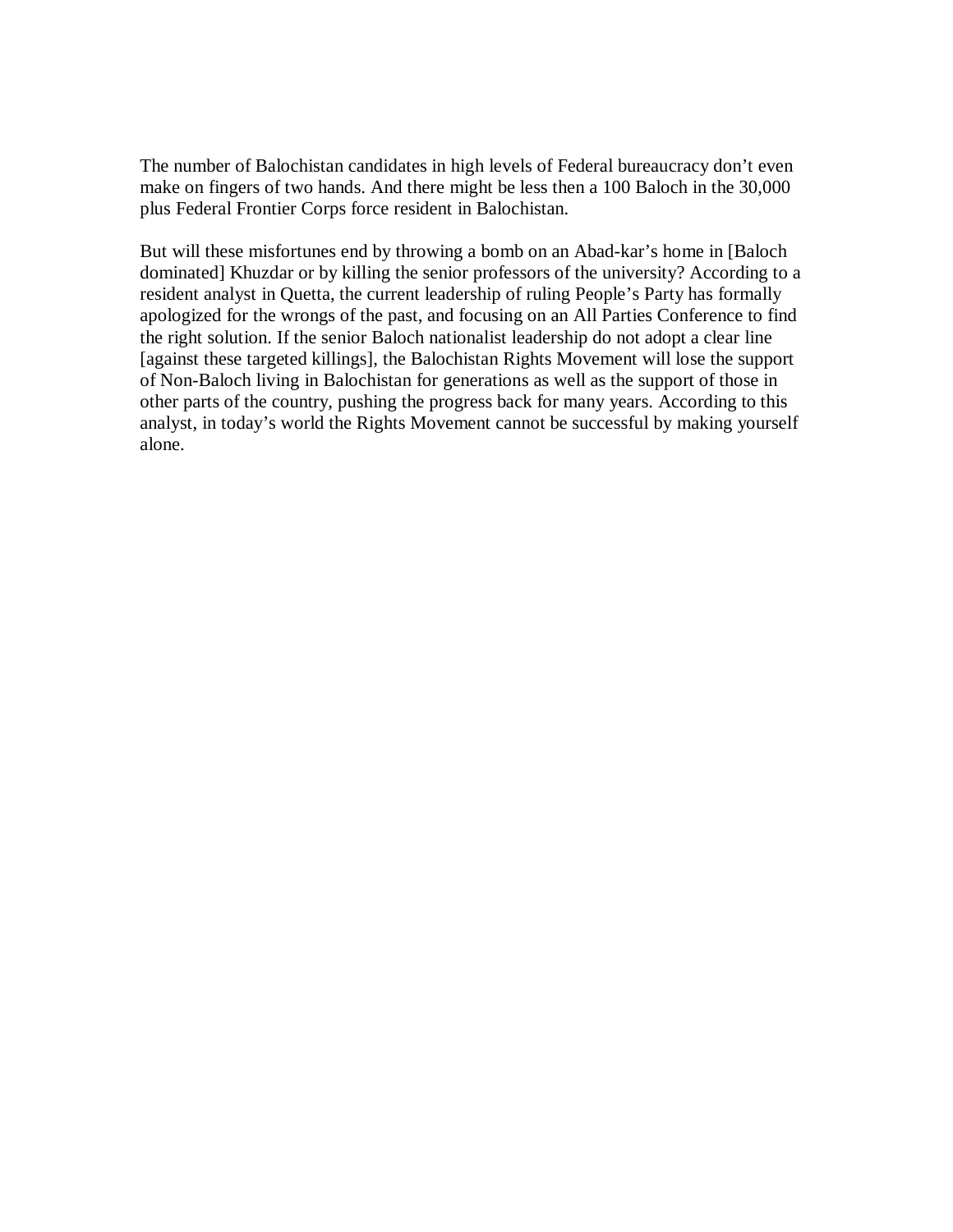The number of Balochistan candidates in high levels of Federal bureaucracy don't even make on fingers of two hands. And there might be less then a 100 Baloch in the 30,000 plus Federal Frontier Corps force resident in Balochistan.

But will these misfortunes end by throwing a bomb on an Abad-kar's home in [Baloch dominated] Khuzdar or by killing the senior professors of the university? According to a resident analyst in Quetta, the current leadership of ruling People's Party has formally apologized for the wrongs of the past, and focusing on an All Parties Conference to find the right solution. If the senior Baloch nationalist leadership do not adopt a clear line [against these targeted killings], the Balochistan Rights Movement will lose the support of Non-Baloch living in Balochistan for generations as well as the support of those in other parts of the country, pushing the progress back for many years. According to this analyst, in today's world the Rights Movement cannot be successful by making yourself alone.